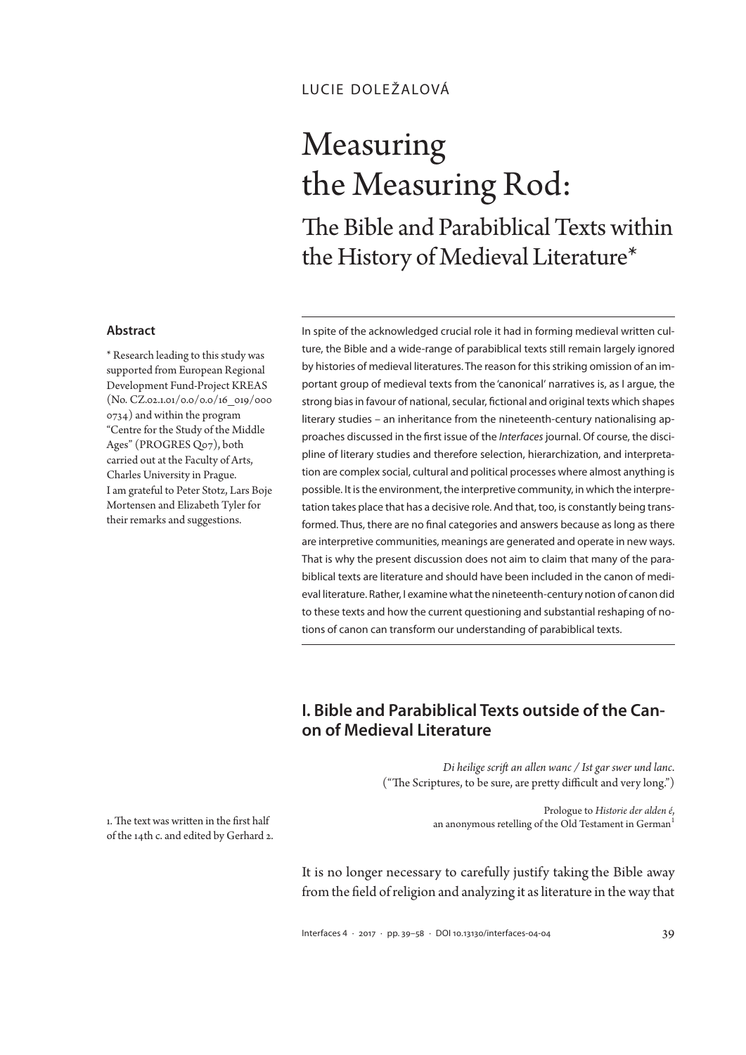LUCIE DOLEŽALOVÁ

# Measuring the Measuring Rod:

## The Bible and Parabiblical Texts within the History of Medieval Literature*

**Abstract**

In spite of the acknowledged crucial role it had in forming medieval written culture, the Bible and a wide-range of parabiblical texts still remain largely ignored by histories of medieval literatures. The reason for this striking omission of an important group of medieval texts from the 'canonical' narratives is, as I argue, the strong bias in favour of national, secular, fictional and original texts which shapes literary studies – an inheritance from the nineteenth-century nationalising approaches discussed in the first issue of the *Interfaces* journal. Of course, the discipline of literary studies and therefore selection, hierarchization, and interpretation are complex social, cultural and political processes where almost anything is possible. It is the environment, the interpretive community, in which the interpretation takes place that has a decisive role. And that, too, is constantly being transformed. Thus, there are no final categories and answers because as long as there are interpretive communities, meanings are generated and operate in new ways. That is why the present discussion does not aim to claim that many of the parabiblical texts are literature and should have been included in the canon of medieval literature. Rather, I examine what the nineteenth-century notion of canon did to these texts and how the current questioning and substantial reshaping of notions of canon can transform our understanding of parabiblical texts.

\* Research leading to this study was supported from European Regional Development Fund-Project KREAS (No. CZ.02.1.01/0.0/0.0/16_019/0000734) and within the program "Centre for the Study of the Middle Ages" (PROGRES Q07), both carried out at the Faculty of Arts, Charles University in Prague. I am grateful to Peter Stotz, Lars Boje Mortensen and Elizabeth Tyler for their remarks and suggestions.

## I. Bible and Parabiblical Texts outside of the Canon of Medieval Literature

> *Di heilige scrift an allen wanc / Ist gar swer und lanc.*
> ("The Scriptures, to be sure, are pretty difficult and very long.")
>
> Prologue to *Historie der alden é*, an anonymous retelling of the Old Testament in German[1]

1. The text was written in the first half of the 14th c. and edited by Gerhard 2.

It is no longer necessary to carefully justify taking the Bible away from the field of religion and analyzing it as literature in the way that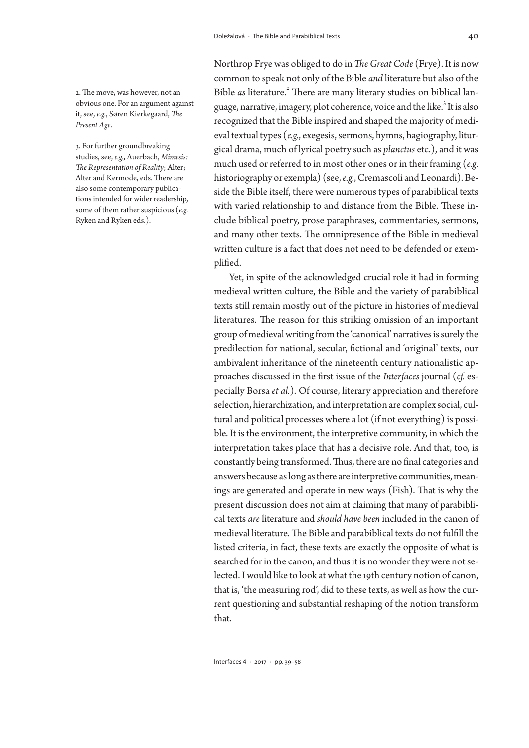Northrop Frye was obliged to do in *The Great Code* (Frye). It is now common to speak not only of the Bible *and* literature but also of the Bible *as* literature.[2] There are many literary studies on biblical language, narrative, imagery, plot coherence, voice and the like.[3] It is also recognized that the Bible inspired and shaped the majority of medieval textual types (*e.g.*, exegesis, sermons, hymns, hagiography, liturgical drama, much of lyrical poetry such as *planctus* etc.), and it was much used or referred to in most other ones or in their framing (*e.g.* historiography or exempla) (see, *e.g.*, Cremascoli and Leonardi). Beside the Bible itself, there were numerous types of parabiblical texts with varied relationship to and distance from the Bible. These include biblical poetry, prose paraphrases, commentaries, sermons, and many other texts. The omnipresence of the Bible in medieval written culture is a fact that does not need to be defended or exemplified.

Yet, in spite of the acknowledged crucial role it had in forming medieval written culture, the Bible and the variety of parabiblical texts still remain mostly out of the picture in histories of medieval literatures. The reason for this striking omission of an important group of medieval writing from the 'canonical' narratives is surely the predilection for national, secular, fictional and 'original' texts, our ambivalent inheritance of the nineteenth century nationalistic approaches discussed in the first issue of the *Interfaces* journal (*cf.* especially Borsa *et al.*). Of course, literary appreciation and therefore selection, hierarchization, and interpretation are complex social, cultural and political processes where a lot (if not everything) is possible. It is the environment, the interpretive community, in which the interpretation takes place that has a decisive role. And that, too, is constantly being transformed. Thus, there are no final categories and answers because as long as there are interpretive communities, meanings are generated and operate in new ways (Fish). That is why the present discussion does not aim at claiming that many of parabiblical texts *are* literature and *should have been* included in the canon of medieval literature. The Bible and parabiblical texts do not fulfill the listed criteria, in fact, these texts are exactly the opposite of what is searched for in the canon, and thus it is no wonder they were not selected. I would like to look at what the 19th century notion of canon, that is, 'the measuring rod', did to these texts, as well as how the current questioning and substantial reshaping of the notion transform that.

2. The move, was however, not an obvious one. For an argument against it, see, *e.g.*, Søren Kierkegaard, *The Present Age*.

3. For further groundbreaking studies, see, *e.g.*, Auerbach, *Mimesis: The Representation of Reality*; Alter; Alter and Kermode, eds. There are also some contemporary publications intended for wider readership, some of them rather suspicious (*e.g.* Ryken and Ryken eds.).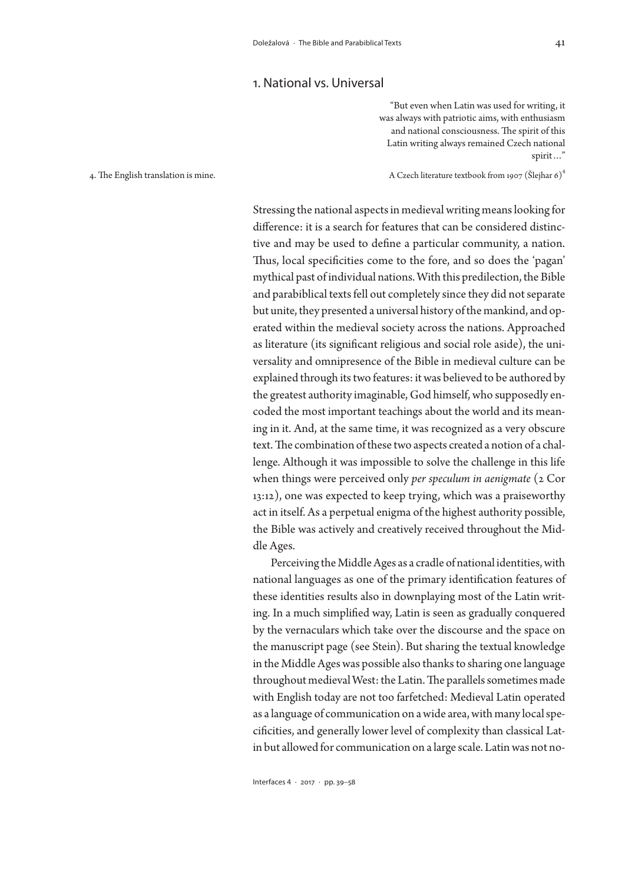## 1. National vs. Universal

> "But even when Latin was used for writing, it was always with patriotic aims, with enthusiasm and national consciousness. The spirit of this Latin writing always remained Czech national spirit…"
>
> A Czech literature textbook from 1907 (Šlejhar 6)[4]

4. The English translation is mine.

Stressing the national aspects in medieval writing means looking for difference: it is a search for features that can be considered distinctive and may be used to define a particular community, a nation. Thus, local specificities come to the fore, and so does the 'pagan' mythical past of individual nations. With this predilection, the Bible and parabiblical texts fell out completely since they did not separate but unite, they presented a universal history of the mankind, and operated within the medieval society across the nations. Approached as literature (its significant religious and social role aside), the universality and omnipresence of the Bible in medieval culture can be explained through its two features: it was believed to be authored by the greatest authority imaginable, God himself, who supposedly encoded the most important teachings about the world and its meaning in it. And, at the same time, it was recognized as a very obscure text. The combination of these two aspects created a notion of a challenge. Although it was impossible to solve the challenge in this life when things were perceived only *per speculum in aenigmate* (2 Cor 13:12), one was expected to keep trying, which was a praiseworthy act in itself. As a perpetual enigma of the highest authority possible, the Bible was actively and creatively received throughout the Middle Ages.

Perceiving the Middle Ages as a cradle of national identities, with national languages as one of the primary identification features of these identities results also in downplaying most of the Latin writing. In a much simplified way, Latin is seen as gradually conquered by the vernaculars which take over the discourse and the space on the manuscript page (see Stein). But sharing the textual knowledge in the Middle Ages was possible also thanks to sharing one language throughout medieval West: the Latin. The parallels sometimes made with English today are not too farfetched: Medieval Latin operated as a language of communication on a wide area, with many local specificities, and generally lower level of complexity than classical Latin but allowed for communication on a large scale. Latin was not no-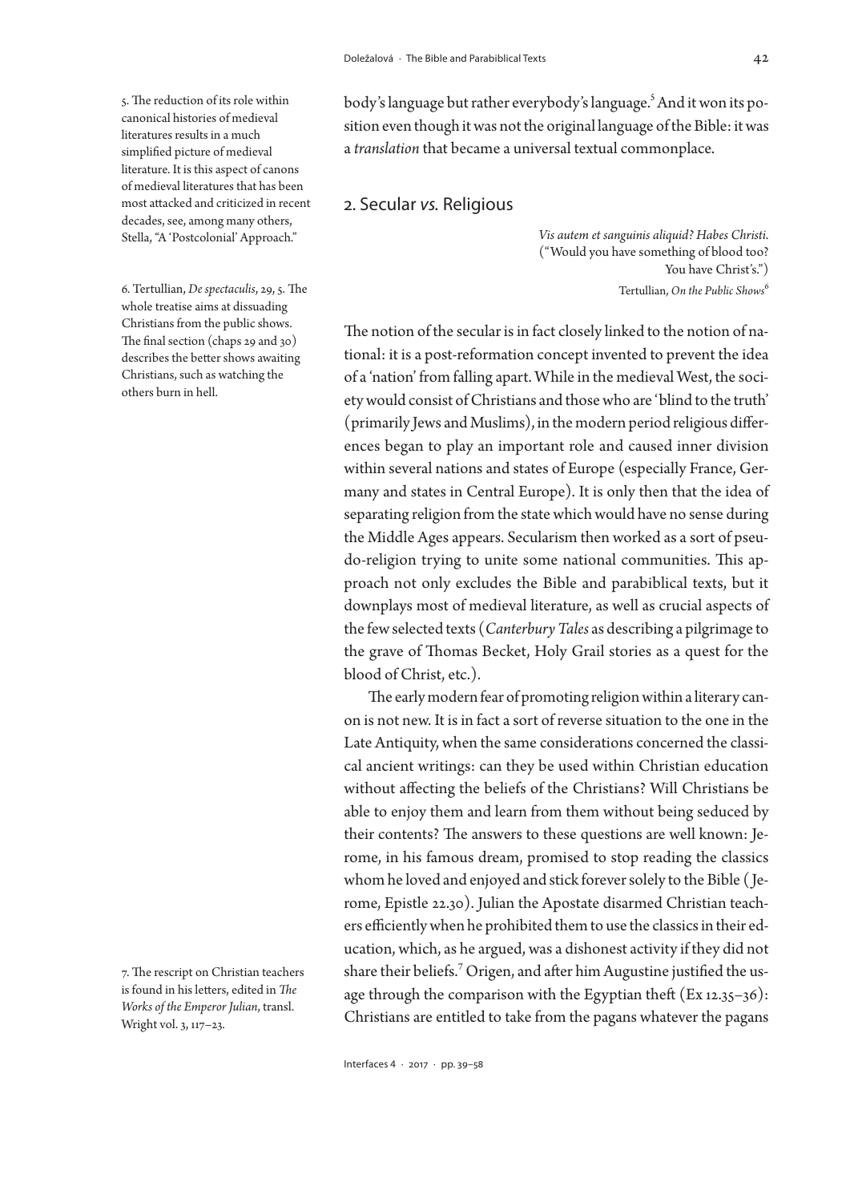body's language but rather everybody's language.[5] And it won its position even though it was not the original language of the Bible: it was a *translation* that became a universal textual commonplace.

## 2. Secular *vs.* Religious

> *Vis autem et sanguinis aliquid? Habes Christi.*
> ("Would you have something of blood too? You have Christ's.")
> Tertullian, *On the Public Shows*[6]

The notion of the secular is in fact closely linked to the notion of national: it is a post-reformation concept invented to prevent the idea of a 'nation' from falling apart. While in the medieval West, the society would consist of Christians and those who are 'blind to the truth' (primarily Jews and Muslims), in the modern period religious differences began to play an important role and caused inner division within several nations and states of Europe (especially France, Germany and states in Central Europe). It is only then that the idea of separating religion from the state which would have no sense during the Middle Ages appears. Secularism then worked as a sort of pseudo-religion trying to unite some national communities. This approach not only excludes the Bible and parabiblical texts, but it downplays most of medieval literature, as well as crucial aspects of the few selected texts (*Canterbury Tales* as describing a pilgrimage to the grave of Thomas Becket, Holy Grail stories as a quest for the blood of Christ, etc.).

The early modern fear of promoting religion within a literary canon is not new. It is in fact a sort of reverse situation to the one in the Late Antiquity, when the same considerations concerned the classical ancient writings: can they be used within Christian education without affecting the beliefs of the Christians? Will Christians be able to enjoy them and learn from them without being seduced by their contents? The answers to these questions are well known: Jerome, in his famous dream, promised to stop reading the classics whom he loved and enjoyed and stick forever solely to the Bible (Jerome, Epistle 22.30). Julian the Apostate disarmed Christian teachers efficiently when he prohibited them to use the classics in their education, which, as he argued, was a dishonest activity if they did not share their beliefs.[7] Origen, and after him Augustine justified the usage through the comparison with the Egyptian theft (Ex 12.35–36): Christians are entitled to take from the pagans whatever the pagans

---

5. The reduction of its role within canonical histories of medieval literatures results in a much simplified picture of medieval literature. It is this aspect of canons of medieval literatures that has been most attacked and criticized in recent decades, see, among many others, Stella, "A 'Postcolonial' Approach."

6. Tertullian, *De spectaculis*, 29, 5. The whole treatise aims at dissuading Christians from the public shows. The final section (chaps 29 and 30) describes the better shows awaiting Christians, such as watching the others burn in hell.

7. The rescript on Christian teachers is found in his letters, edited in *The Works of the Emperor Julian*, transl. Wright vol. 3, 117–23.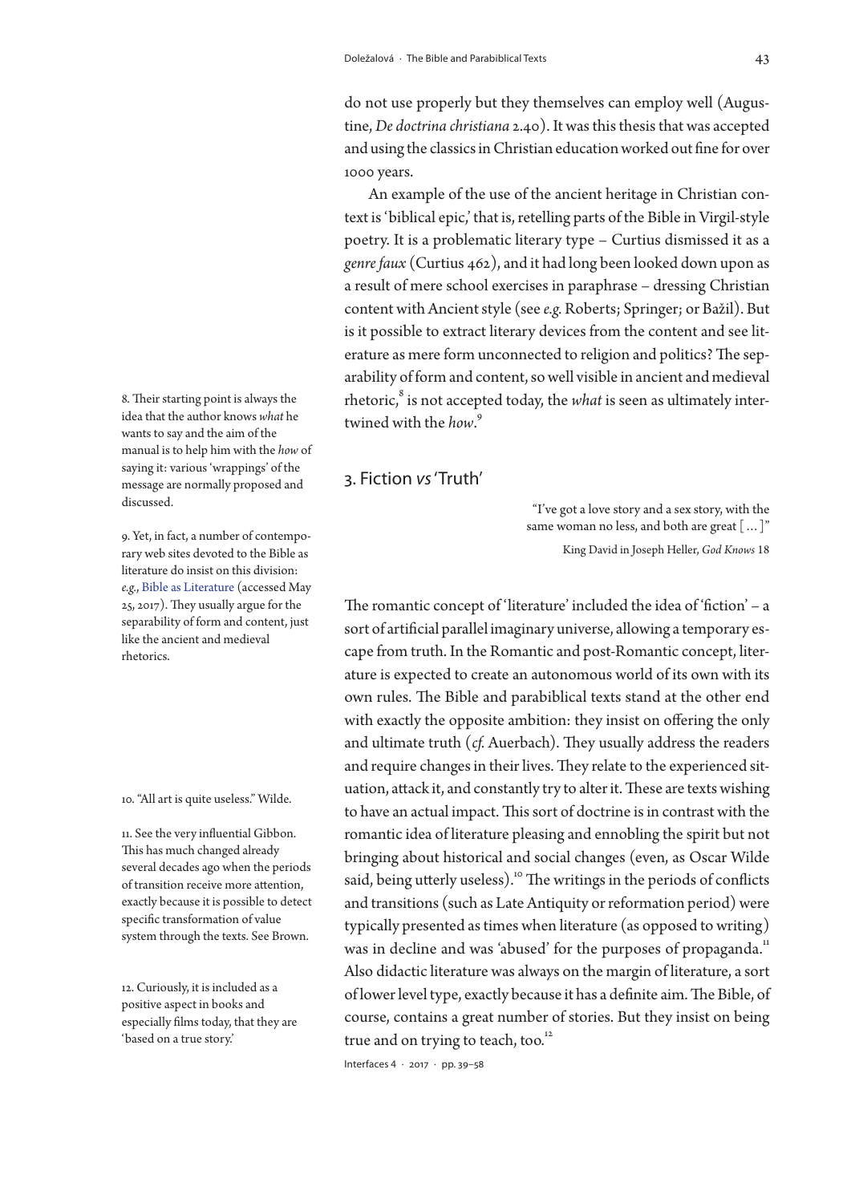do not use properly but they themselves can employ well (Augustine, *De doctrina christiana* 2.40). It was this thesis that was accepted and using the classics in Christian education worked out fine for over 1000 years.

An example of the use of the ancient heritage in Christian context is 'biblical epic,' that is, retelling parts of the Bible in Virgil-style poetry. It is a problematic literary type – Curtius dismissed it as a *genre faux* (Curtius 462), and it had long been looked down upon as a result of mere school exercises in paraphrase – dressing Christian content with Ancient style (see *e.g.* Roberts; Springer; or Bažil). But is it possible to extract literary devices from the content and see literature as mere form unconnected to religion and politics? The separability of form and content, so well visible in ancient and medieval rhetoric,[8] is not accepted today, the *what* is seen as ultimately intertwined with the *how*.[9]

## 3. Fiction *vs* 'Truth'

> "I've got a love story and a sex story, with the same woman no less, and both are great [ … ]"
>
> King David in Joseph Heller, *God Knows* 18

The romantic concept of 'literature' included the idea of 'fiction' – a sort of artificial parallel imaginary universe, allowing a temporary escape from truth. In the Romantic and post-Romantic concept, literature is expected to create an autonomous world of its own with its own rules. The Bible and parabiblical texts stand at the other end with exactly the opposite ambition: they insist on offering the only and ultimate truth (*cf.* Auerbach). They usually address the readers and require changes in their lives. They relate to the experienced situation, attack it, and constantly try to alter it. These are texts wishing to have an actual impact. This sort of doctrine is in contrast with the romantic idea of literature pleasing and ennobling the spirit but not bringing about historical and social changes (even, as Oscar Wilde said, being utterly useless).[10] The writings in the periods of conflicts and transitions (such as Late Antiquity or reformation period) were typically presented as times when literature (as opposed to writing) was in decline and was 'abused' for the purposes of propaganda.[11] Also didactic literature was always on the margin of literature, a sort of lower level type, exactly because it has a definite aim. The Bible, of course, contains a great number of stories. But they insist on being true and on trying to teach, too.[12]

---

8. Their starting point is always the idea that the author knows *what* he wants to say and the aim of the manual is to help him with the *how* of saying it: various 'wrappings' of the message are normally proposed and discussed.

9. Yet, in fact, a number of contemporary web sites devoted to the Bible as literature do insist on this division: *e.g.*, Bible as Literature (accessed May 25, 2017). They usually argue for the separability of form and content, just like the ancient and medieval rhetorics.

10. "All art is quite useless." Wilde.

11. See the very influential Gibbon. This has much changed already several decades ago when the periods of transition receive more attention, exactly because it is possible to detect specific transformation of value system through the texts. See Brown.

12. Curiously, it is included as a positive aspect in books and especially films today, that they are 'based on a true story.'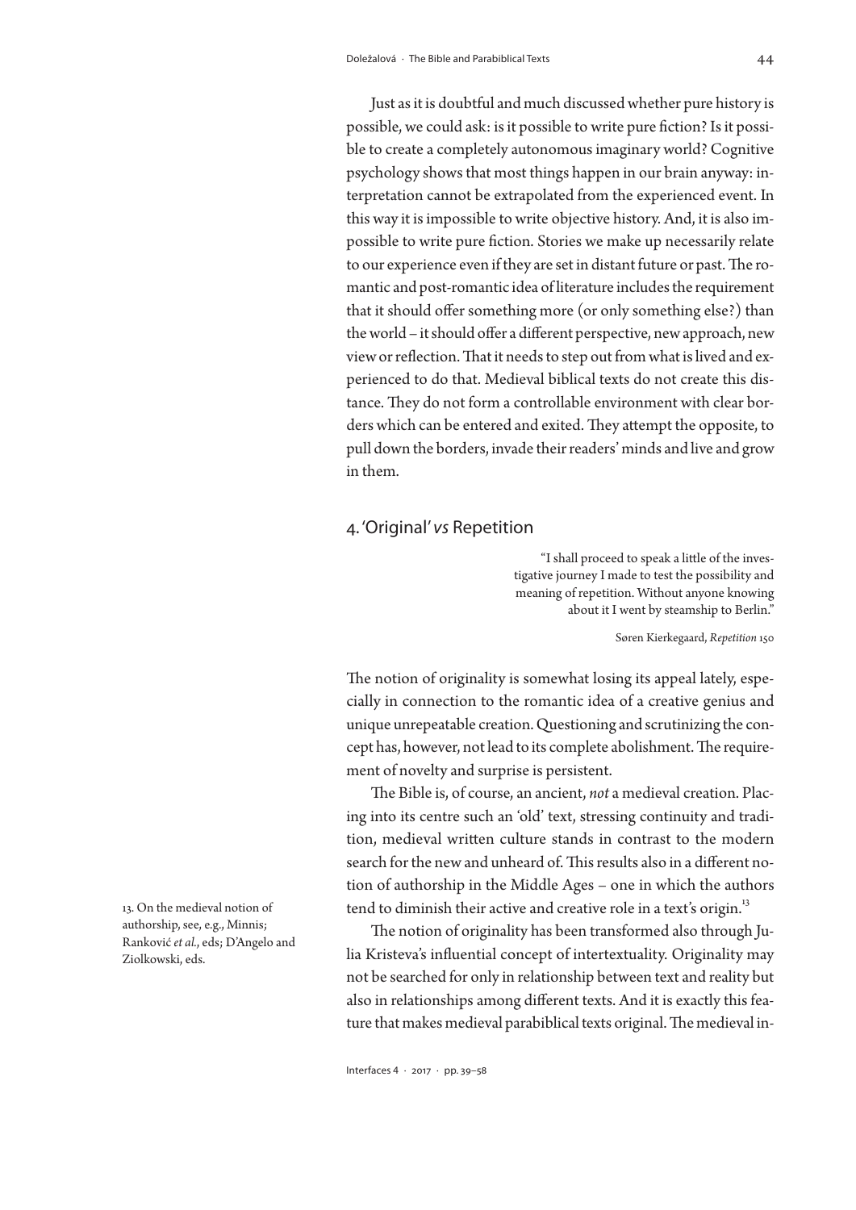Just as it is doubtful and much discussed whether pure history is possible, we could ask: is it possible to write pure fiction? Is it possible to create a completely autonomous imaginary world? Cognitive psychology shows that most things happen in our brain anyway: interpretation cannot be extrapolated from the experienced event. In this way it is impossible to write objective history. And, it is also impossible to write pure fiction. Stories we make up necessarily relate to our experience even if they are set in distant future or past. The romantic and post-romantic idea of literature includes the requirement that it should offer something more (or only something else?) than the world – it should offer a different perspective, new approach, new view or reflection. That it needs to step out from what is lived and experienced to do that. Medieval biblical texts do not create this distance. They do not form a controllable environment with clear borders which can be entered and exited. They attempt the opposite, to pull down the borders, invade their readers' minds and live and grow in them.

## 4. 'Original' *vs* Repetition

> "I shall proceed to speak a little of the investigative journey I made to test the possibility and meaning of repetition. Without anyone knowing about it I went by steamship to Berlin."
>
> Søren Kierkegaard, *Repetition* 150

The notion of originality is somewhat losing its appeal lately, especially in connection to the romantic idea of a creative genius and unique unrepeatable creation. Questioning and scrutinizing the concept has, however, not lead to its complete abolishment. The requirement of novelty and surprise is persistent.

The Bible is, of course, an ancient, *not* a medieval creation. Placing into its centre such an 'old' text, stressing continuity and tradition, medieval written culture stands in contrast to the modern search for the new and unheard of. This results also in a different notion of authorship in the Middle Ages – one in which the authors tend to diminish their active and creative role in a text's origin.[13]

The notion of originality has been transformed also through Julia Kristeva's influential concept of intertextuality. Originality may not be searched for only in relationship between text and reality but also in relationships among different texts. And it is exactly this feature that makes medieval parabiblical texts original. The medieval in-

13. On the medieval notion of authorship, see, e.g., Minnis; Ranković *et al.*, eds; D'Angelo and Ziolkowski, eds.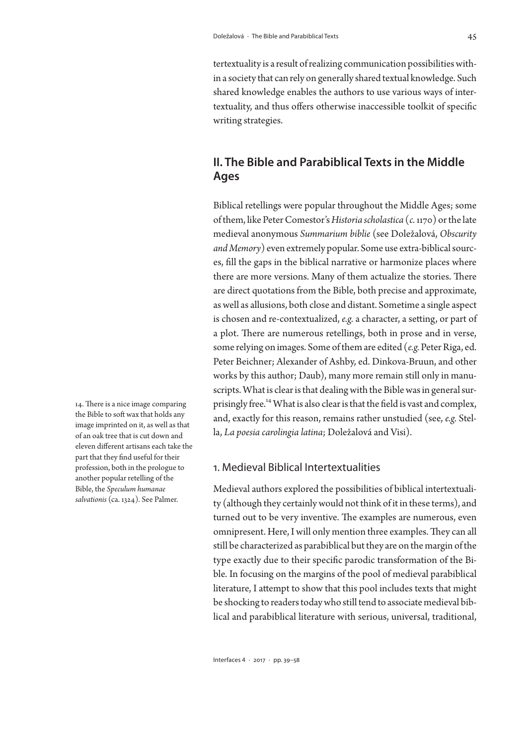tertextuality is a result of realizing communication possibilities within a society that can rely on generally shared textual knowledge. Such shared knowledge enables the authors to use various ways of intertextuality, and thus offers otherwise inaccessible toolkit of specific writing strategies.

## II. The Bible and Parabiblical Texts in the Middle Ages

Biblical retellings were popular throughout the Middle Ages; some of them, like Peter Comestor's *Historia scholastica* (*c.* 1170) or the late medieval anonymous *Summarium biblie* (see Doležalová, *Obscurity and Memory*) even extremely popular. Some use extra-biblical sources, fill the gaps in the biblical narrative or harmonize places where there are more versions. Many of them actualize the stories. There are direct quotations from the Bible, both precise and approximate, as well as allusions, both close and distant. Sometime a single aspect is chosen and re-contextualized, *e.g.* a character, a setting, or part of a plot. There are numerous retellings, both in prose and in verse, some relying on images. Some of them are edited (*e.g.* Peter Riga, ed. Peter Beichner; Alexander of Ashby, ed. Dinkova-Bruun, and other works by this author; Daub), many more remain still only in manuscripts. What is clear is that dealing with the Bible was in general surprisingly free.[14] What is also clear is that the field is vast and complex, and, exactly for this reason, remains rather unstudied (see, *e.g.* Stella, *La poesia carolingia latina*; Doležalová and Visi).

### 1. Medieval Biblical Intertextualities

Medieval authors explored the possibilities of biblical intertextuality (although they certainly would not think of it in these terms), and turned out to be very inventive. The examples are numerous, even omnipresent. Here, I will only mention three examples. They can all still be characterized as parabiblical but they are on the margin of the type exactly due to their specific parodic transformation of the Bible. In focusing on the margins of the pool of medieval parabiblical literature, I attempt to show that this pool includes texts that might be shocking to readers today who still tend to associate medieval biblical and parabiblical literature with serious, universal, traditional,

14. There is a nice image comparing the Bible to soft wax that holds any image imprinted on it, as well as that of an oak tree that is cut down and eleven different artisans each take the part that they find useful for their profession, both in the prologue to another popular retelling of the Bible, the *Speculum humanae salvationis* (ca. 1324). See Palmer.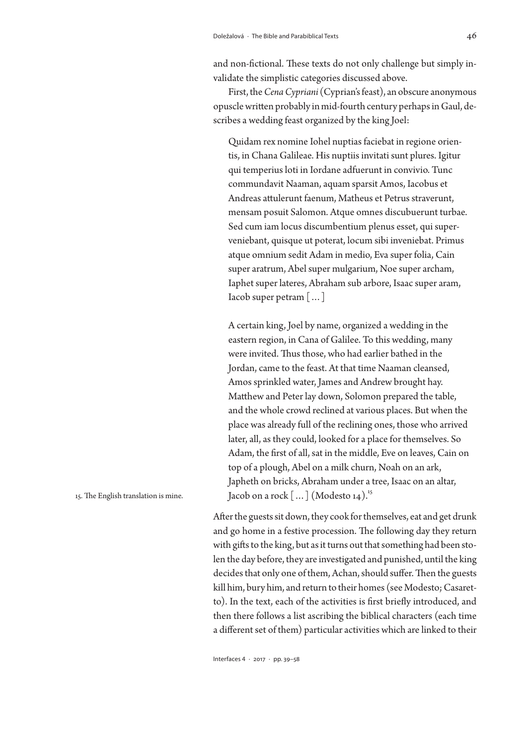and non-fictional. These texts do not only challenge but simply invalidate the simplistic categories discussed above.

First, the *Cena Cypriani* (Cyprian's feast), an obscure anonymous opuscle written probably in mid-fourth century perhaps in Gaul, describes a wedding feast organized by the king Joel:

> Quidam rex nomine Iohel nuptias faciebat in regione orientis, in Chana Galileae. His nuptiis invitati sunt plures. Igitur qui temperius loti in Iordane adfuerunt in convivio. Tunc commundavit Naaman, aquam sparsit Amos, Iacobus et Andreas attulerunt faenum, Matheus et Petrus straverunt, mensam posuit Salomon. Atque omnes discubuerunt turbae. Sed cum iam locus discumbentium plenus esset, qui superveniebant, quisque ut poterat, locum sibi inveniebat. Primus atque omnium sedit Adam in medio, Eva super folia, Cain super aratrum, Abel super mulgarium, Noe super archam, Iaphet super lateres, Abraham sub arbore, Isaac super aram, Iacob super petram [ … ]
>
> A certain king, Joel by name, organized a wedding in the eastern region, in Cana of Galilee. To this wedding, many were invited. Thus those, who had earlier bathed in the Jordan, came to the feast. At that time Naaman cleansed, Amos sprinkled water, James and Andrew brought hay. Matthew and Peter lay down, Solomon prepared the table, and the whole crowd reclined at various places. But when the place was already full of the reclining ones, those who arrived later, all, as they could, looked for a place for themselves. So Adam, the first of all, sat in the middle, Eve on leaves, Cain on top of a plough, Abel on a milk churn, Noah on an ark, Japheth on bricks, Abraham under a tree, Isaac on an altar, Jacob on a rock [ … ] (Modesto 14).[15]

15. The English translation is mine.

After the guests sit down, they cook for themselves, eat and get drunk and go home in a festive procession. The following day they return with gifts to the king, but as it turns out that something had been stolen the day before, they are investigated and punished, until the king decides that only one of them, Achan, should suffer. Then the guests kill him, bury him, and return to their homes (see Modesto; Casaretto). In the text, each of the activities is first briefly introduced, and then there follows a list ascribing the biblical characters (each time a different set of them) particular activities which are linked to their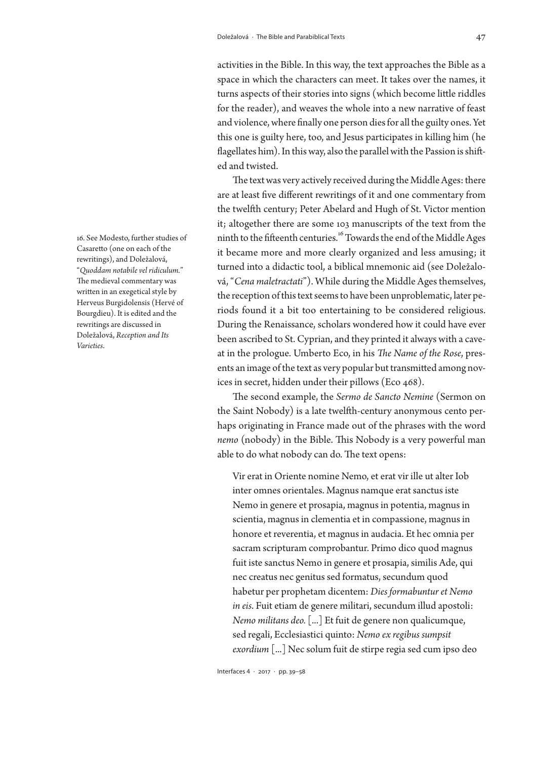activities in the Bible. In this way, the text approaches the Bible as a space in which the characters can meet. It takes over the names, it turns aspects of their stories into signs (which become little riddles for the reader), and weaves the whole into a new narrative of feast and violence, where finally one person dies for all the guilty ones. Yet this one is guilty here, too, and Jesus participates in killing him (he flagellates him). In this way, also the parallel with the Passion is shifted and twisted.

The text was very actively received during the Middle Ages: there are at least five different rewritings of it and one commentary from the twelfth century; Peter Abelard and Hugh of St. Victor mention it; altogether there are some 103 manuscripts of the text from the ninth to the fifteenth centuries.[16] Towards the end of the Middle Ages it became more and more clearly organized and less amusing; it turned into a didactic tool, a biblical mnemonic aid (see Doležalová, "*Cena maletractati*"). While during the Middle Ages themselves, the reception of this text seems to have been unproblematic, later periods found it a bit too entertaining to be considered religious. During the Renaissance, scholars wondered how it could have ever been ascribed to St. Cyprian, and they printed it always with a caveat in the prologue. Umberto Eco, in his *The Name of the Rose*, presents an image of the text as very popular but transmitted among novices in secret, hidden under their pillows (Eco 468).

The second example, the *Sermo de Sancto Nemine* (Sermon on the Saint Nobody) is a late twelfth-century anonymous cento perhaps originating in France made out of the phrases with the word *nemo* (nobody) in the Bible. This Nobody is a very powerful man able to do what nobody can do. The text opens:

> Vir erat in Oriente nomine Nemo, et erat vir ille ut alter Iob inter omnes orientales. Magnus namque erat sanctus iste Nemo in genere et prosapia, magnus in potentia, magnus in scientia, magnus in clementia et in compassione, magnus in honore et reverentia, et magnus in audacia. Et hec omnia per sacram scripturam comprobantur. Primo dico quod magnus fuit iste sanctus Nemo in genere et prosapia, similis Ade, qui nec creatus nec genitus sed formatus, secundum quod habetur per prophetam dicentem: *Dies formabuntur et Nemo in eis*. Fuit etiam de genere militari, secundum illud apostoli: *Nemo militans deo.* […] Et fuit de genere non qualicumque, sed regali, Ecclesiastici quinto: *Nemo ex regibus sumpsit exordium* […] Nec solum fuit de stirpe regia sed cum ipso deo

16. See Modesto, further studies of Casaretto (one on each of the rewritings), and Doležalová, "*Quoddam notabile vel ridiculum.*" The medieval commentary was written in an exegetical style by Herveus Burgidolensis (Hervé of Bourgdieu). It is edited and the rewritings are discussed in Doležalová, *Reception and Its Varieties*.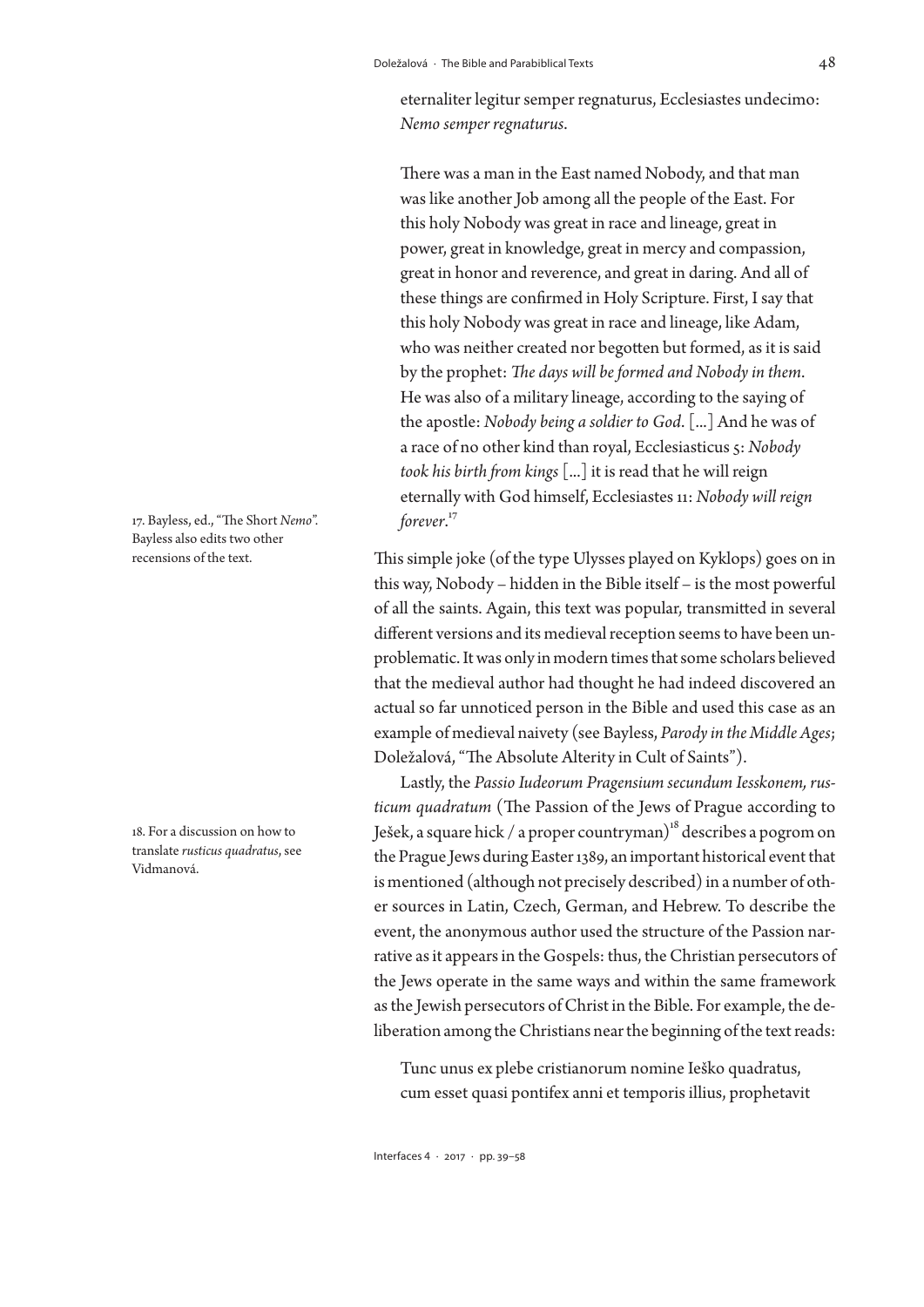eternaliter legitur semper regnaturus, Ecclesiastes undecimo: *Nemo semper regnaturus*.

There was a man in the East named Nobody, and that man was like another Job among all the people of the East. For this holy Nobody was great in race and lineage, great in power, great in knowledge, great in mercy and compassion, great in honor and reverence, and great in daring. And all of these things are confirmed in Holy Scripture. First, I say that this holy Nobody was great in race and lineage, like Adam, who was neither created nor begotten but formed, as it is said by the prophet: *The days will be formed and Nobody in them*. He was also of a military lineage, according to the saying of the apostle: *Nobody being a soldier to God*. [...] And he was of a race of no other kind than royal, Ecclesiasticus 5: *Nobody took his birth from kings* [...] it is read that he will reign eternally with God himself, Ecclesiastes 11: *Nobody will reign forever*.[17]

This simple joke (of the type Ulysses played on Kyklops) goes on in this way, Nobody – hidden in the Bible itself – is the most powerful of all the saints. Again, this text was popular, transmitted in several different versions and its medieval reception seems to have been unproblematic. It was only in modern times that some scholars believed that the medieval author had thought he had indeed discovered an actual so far unnoticed person in the Bible and used this case as an example of medieval naivety (see Bayless, *Parody in the Middle Ages*; Doležalová, "The Absolute Alterity in Cult of Saints").

Lastly, the *Passio Iudeorum Pragensium secundum Iesskonem, rusticum quadratum* (The Passion of the Jews of Prague according to Ješek, a square hick / a proper countryman)[18] describes a pogrom on the Prague Jews during Easter 1389, an important historical event that is mentioned (although not precisely described) in a number of other sources in Latin, Czech, German, and Hebrew. To describe the event, the anonymous author used the structure of the Passion narrative as it appears in the Gospels: thus, the Christian persecutors of the Jews operate in the same ways and within the same framework as the Jewish persecutors of Christ in the Bible. For example, the deliberation among the Christians near the beginning of the text reads:

Tunc unus ex plebe cristianorum nomine Ieško quadratus, cum esset quasi pontifex anni et temporis illius, prophetavit

17. Bayless, ed., "The Short *Nemo*". Bayless also edits two other recensions of the text.

18. For a discussion on how to translate *rusticus quadratus*, see Vidmanová.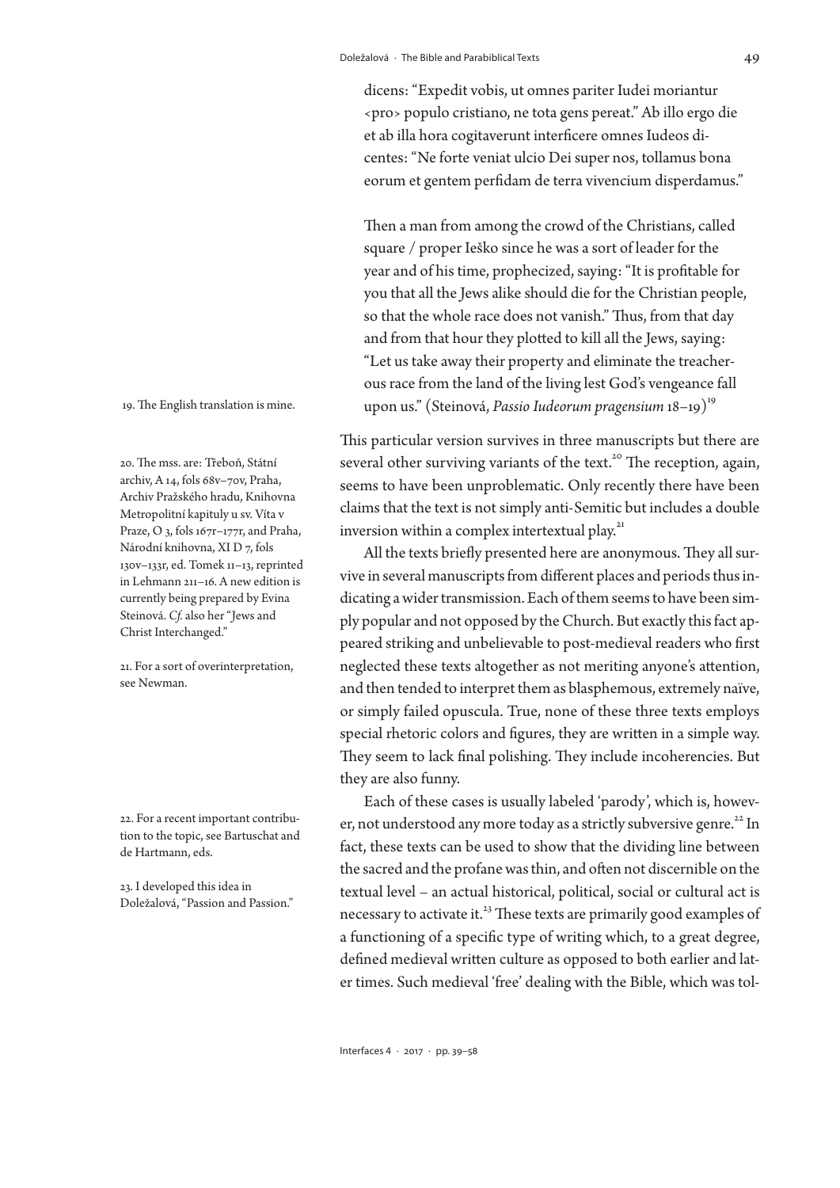dicens: "Expedit vobis, ut omnes pariter Iudei moriantur <pro> populo cristiano, ne tota gens pereat." Ab illo ergo die et ab illa hora cogitaverunt interficere omnes Iudeos dicentes: "Ne forte veniat ulcio Dei super nos, tollamus bona eorum et gentem perfidam de terra vivencium disperdamus."

Then a man from among the crowd of the Christians, called square / proper Ieško since he was a sort of leader for the year and of his time, prophecized, saying: "It is profitable for you that all the Jews alike should die for the Christian people, so that the whole race does not vanish." Thus, from that day and from that hour they plotted to kill all the Jews, saying: "Let us take away their property and eliminate the treacherous race from the land of the living lest God's vengeance fall upon us." (Steinová, *Passio Iudeorum pragensium* 18–19)[19]

This particular version survives in three manuscripts but there are several other surviving variants of the text.[20] The reception, again, seems to have been unproblematic. Only recently there have been claims that the text is not simply anti-Semitic but includes a double inversion within a complex intertextual play.[21]

All the texts briefly presented here are anonymous. They all survive in several manuscripts from different places and periods thus indicating a wider transmission. Each of them seems to have been simply popular and not opposed by the Church. But exactly this fact appeared striking and unbelievable to post-medieval readers who first neglected these texts altogether as not meriting anyone's attention, and then tended to interpret them as blasphemous, extremely naïve, or simply failed opuscula. True, none of these three texts employs special rhetoric colors and figures, they are written in a simple way. They seem to lack final polishing. They include incoherencies. But they are also funny.

Each of these cases is usually labeled 'parody', which is, however, not understood any more today as a strictly subversive genre.[22] In fact, these texts can be used to show that the dividing line between the sacred and the profane was thin, and often not discernible on the textual level – an actual historical, political, social or cultural act is necessary to activate it.[23] These texts are primarily good examples of a functioning of a specific type of writing which, to a great degree, defined medieval written culture as opposed to both earlier and later times. Such medieval 'free' dealing with the Bible, which was tol-

19. The English translation is mine.

20. The mss. are: Třeboň, Státní archiv, A 14, fols 68v–70v, Praha, Archiv Pražského hradu, Knihovna Metropolitní kapituly u sv. Víta v Praze, O 3, fols 167r–177r, and Praha, Národní knihovna, XI D 7, fols 130v–133r, ed. Tomek 11–13, reprinted in Lehmann 211–16. A new edition is currently being prepared by Evina Steinová. *Cf.* also her "Jews and Christ Interchanged."

21. For a sort of overinterpretation, see Newman.

22. For a recent important contribution to the topic, see Bartuschat and de Hartmann, eds.

23. I developed this idea in Doležalová, "Passion and Passion."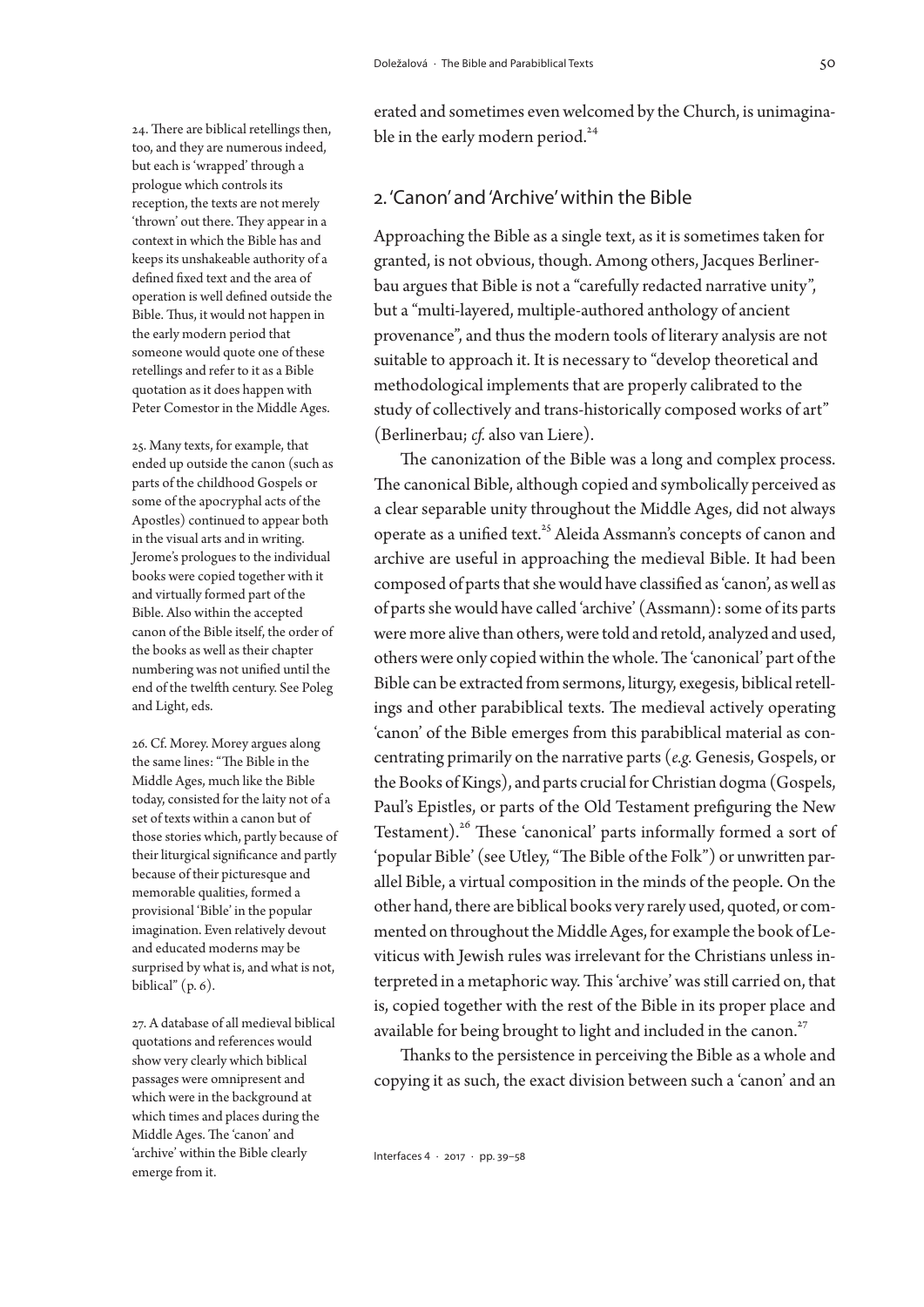erated and sometimes even welcomed by the Church, is unimaginable in the early modern period.[24]

## 2. 'Canon' and 'Archive' within the Bible

Approaching the Bible as a single text, as it is sometimes taken for granted, is not obvious, though. Among others, Jacques Berlinerbau argues that Bible is not a "carefully redacted narrative unity", but a "multi-layered, multiple-authored anthology of ancient provenance", and thus the modern tools of literary analysis are not suitable to approach it. It is necessary to "develop theoretical and methodological implements that are properly calibrated to the study of collectively and trans-historically composed works of art" (Berlinerbau; *cf.* also van Liere).

The canonization of the Bible was a long and complex process. The canonical Bible, although copied and symbolically perceived as a clear separable unity throughout the Middle Ages, did not always operate as a unified text.[25] Aleida Assmann's concepts of canon and archive are useful in approaching the medieval Bible. It had been composed of parts that she would have classified as 'canon', as well as of parts she would have called 'archive' (Assmann): some of its parts were more alive than others, were told and retold, analyzed and used, others were only copied within the whole. The 'canonical' part of the Bible can be extracted from sermons, liturgy, exegesis, biblical retellings and other parabiblical texts. The medieval actively operating 'canon' of the Bible emerges from this parabiblical material as concentrating primarily on the narrative parts (*e.g.* Genesis, Gospels, or the Books of Kings), and parts crucial for Christian dogma (Gospels, Paul's Epistles, or parts of the Old Testament prefiguring the New Testament).[26] These 'canonical' parts informally formed a sort of 'popular Bible' (see Utley, "The Bible of the Folk") or unwritten parallel Bible, a virtual composition in the minds of the people. On the other hand, there are biblical books very rarely used, quoted, or commented on throughout the Middle Ages, for example the book of Leviticus with Jewish rules was irrelevant for the Christians unless interpreted in a metaphoric way. This 'archive' was still carried on, that is, copied together with the rest of the Bible in its proper place and available for being brought to light and included in the canon.[27]

Thanks to the persistence in perceiving the Bible as a whole and copying it as such, the exact division between such a 'canon' and an

---

24. There are biblical retellings then, too, and they are numerous indeed, but each is 'wrapped' through a prologue which controls its reception, the texts are not merely 'thrown' out there. They appear in a context in which the Bible has and keeps its unshakeable authority of a defined fixed text and the area of operation is well defined outside the Bible. Thus, it would not happen in the early modern period that someone would quote one of these retellings and refer to it as a Bible quotation as it does happen with Peter Comestor in the Middle Ages.

25. Many texts, for example, that ended up outside the canon (such as parts of the childhood Gospels or some of the apocryphal acts of the Apostles) continued to appear both in the visual arts and in writing. Jerome's prologues to the individual books were copied together with it and virtually formed part of the Bible. Also within the accepted canon of the Bible itself, the order of the books as well as their chapter numbering was not unified until the end of the twelfth century. See Poleg and Light, eds.

26. Cf. Morey. Morey argues along the same lines: "The Bible in the Middle Ages, much like the Bible today, consisted for the laity not of a set of texts within a canon but of those stories which, partly because of their liturgical significance and partly because of their picturesque and memorable qualities, formed a provisional 'Bible' in the popular imagination. Even relatively devout and educated moderns may be surprised by what is, and what is not, biblical" (p. 6).

27. A database of all medieval biblical quotations and references would show very clearly which biblical passages were omnipresent and which were in the background at which times and places during the Middle Ages. The 'canon' and 'archive' within the Bible clearly emerge from it.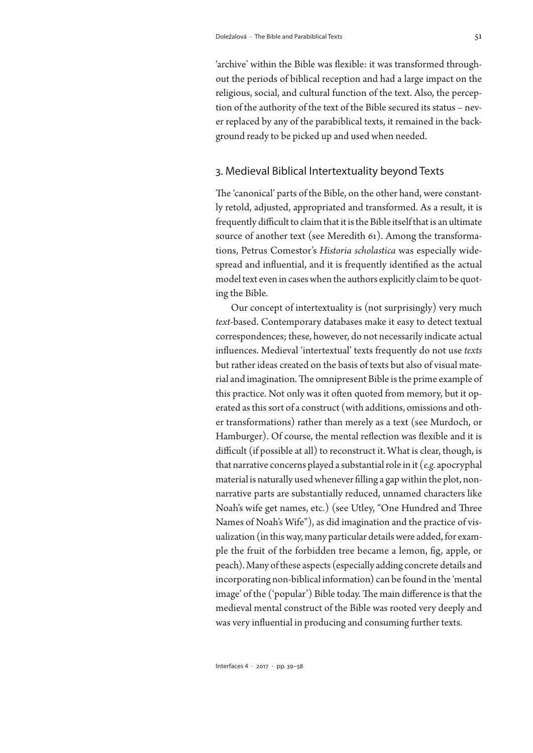'archive' within the Bible was flexible: it was transformed throughout the periods of biblical reception and had a large impact on the religious, social, and cultural function of the text. Also, the perception of the authority of the text of the Bible secured its status – never replaced by any of the parabiblical texts, it remained in the background ready to be picked up and used when needed.

## 3. Medieval Biblical Intertextuality beyond Texts

The 'canonical' parts of the Bible, on the other hand, were constantly retold, adjusted, appropriated and transformed. As a result, it is frequently difficult to claim that it is the Bible itself that is an ultimate source of another text (see Meredith 61). Among the transformations, Petrus Comestor's *Historia scholastica* was especially widespread and influential, and it is frequently identified as the actual model text even in cases when the authors explicitly claim to be quoting the Bible.

Our concept of intertextuality is (not surprisingly) very much *text*-based. Contemporary databases make it easy to detect textual correspondences; these, however, do not necessarily indicate actual influences. Medieval 'intertextual' texts frequently do not use *texts* but rather ideas created on the basis of texts but also of visual material and imagination. The omnipresent Bible is the prime example of this practice. Not only was it often quoted from memory, but it operated as this sort of a construct (with additions, omissions and other transformations) rather than merely as a text (see Murdoch, or Hamburger). Of course, the mental reflection was flexible and it is difficult (if possible at all) to reconstruct it. What is clear, though, is that narrative concerns played a substantial role in it (*e.g.* apocryphal material is naturally used whenever filling a gap within the plot, non-narrative parts are substantially reduced, unnamed characters like Noah's wife get names, etc.) (see Utley, "One Hundred and Three Names of Noah's Wife"), as did imagination and the practice of visualization (in this way, many particular details were added, for example the fruit of the forbidden tree became a lemon, fig, apple, or peach). Many of these aspects (especially adding concrete details and incorporating non-biblical information) can be found in the 'mental image' of the ('popular') Bible today. The main difference is that the medieval mental construct of the Bible was rooted very deeply and was very influential in producing and consuming further texts.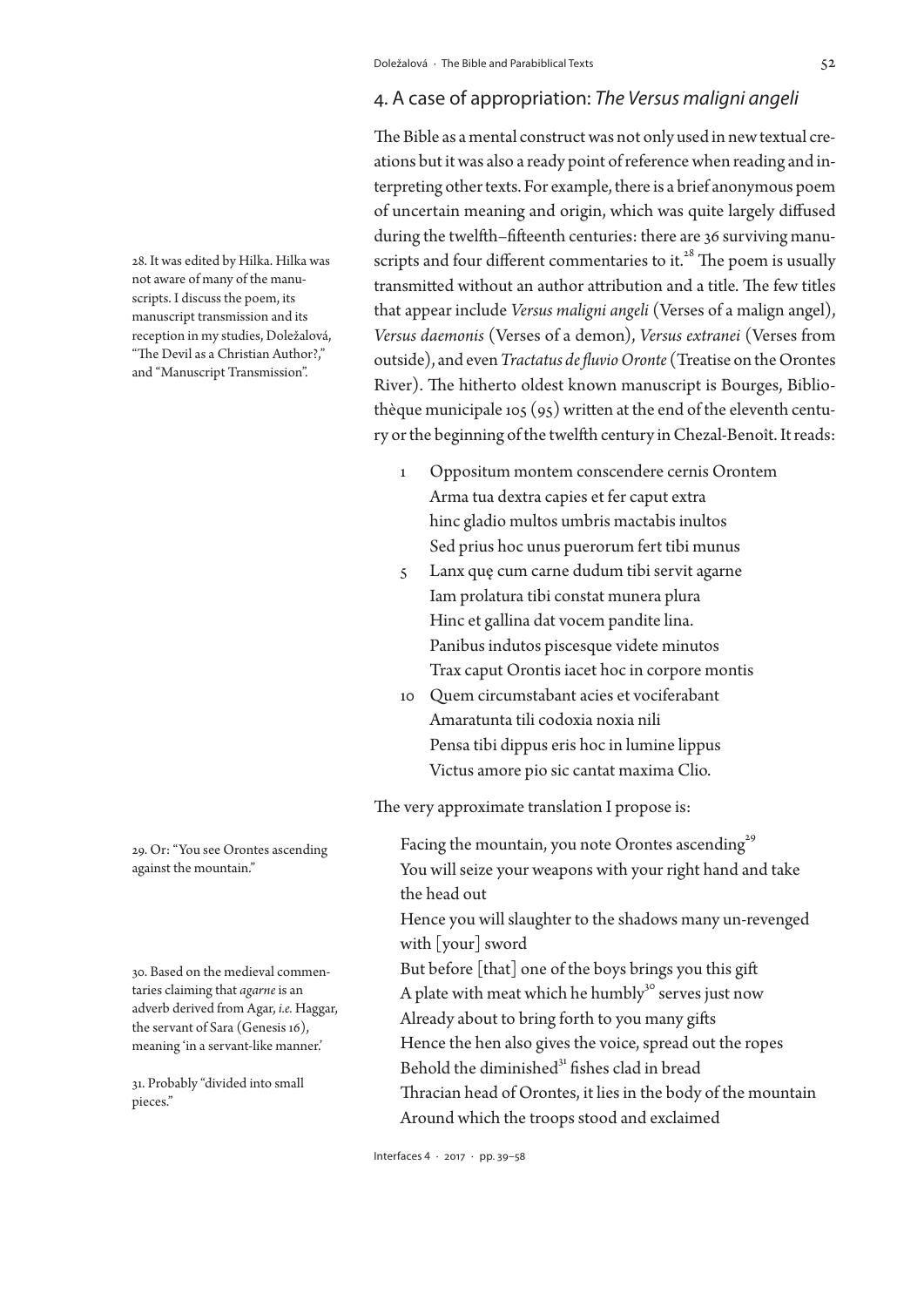## 4. A case of appropriation: *The Versus maligni angeli*

The Bible as a mental construct was not only used in new textual creations but it was also a ready point of reference when reading and interpreting other texts. For example, there is a brief anonymous poem of uncertain meaning and origin, which was quite largely diffused during the twelfth–fifteenth centuries: there are 36 surviving manuscripts and four different commentaries to it.[28] The poem is usually transmitted without an author attribution and a title. The few titles that appear include *Versus maligni angeli* (Verses of a malign angel), *Versus daemonis* (Verses of a demon), *Versus extranei* (Verses from outside), and even *Tractatus de fluvio Oronte* (Treatise on the Orontes River). The hitherto oldest known manuscript is Bourges, Bibliothèque municipale 105 (95) written at the end of the eleventh century or the beginning of the twelfth century in Chezal-Benoît. It reads:

1 Oppositum montem conscendere cernis Orontem
Arma tua dextra capies et fer caput extra
hinc gladio multos umbris mactabis inultos
Sed prius hoc unus puerorum fert tibi munus
5 Lanx quę cum carne dudum tibi servit agarne
Iam prolatura tibi constat munera plura
Hinc et gallina dat vocem pandite lina.
Panibus indutos piscesque videte minutos
Trax caput Orontis iacet hoc in corpore montis
10 Quem circumstabant acies et vociferabant
Amaratunta tili codoxia noxia nili
Pensa tibi dippus eris hoc in lumine lippus
Victus amore pio sic cantat maxima Clio.

The very approximate translation I propose is:

Facing the mountain, you note Orontes ascending[29]
You will seize your weapons with your right hand and take the head out
Hence you will slaughter to the shadows many un-revenged with [your] sword
But before [that] one of the boys brings you this gift
A plate with meat which he humbly[30] serves just now
Already about to bring forth to you many gifts
Hence the hen also gives the voice, spread out the ropes
Behold the diminished[31] fishes clad in bread
Thracian head of Orontes, it lies in the body of the mountain
Around which the troops stood and exclaimed

28. It was edited by Hilka. Hilka was not aware of many of the manuscripts. I discuss the poem, its manuscript transmission and its reception in my studies, Doležalová, "The Devil as a Christian Author?," and "Manuscript Transmission".

29. Or: "You see Orontes ascending against the mountain."

30. Based on the medieval commentaries claiming that *agarne* is an adverb derived from Agar, *i.e.* Haggar, the servant of Sara (Genesis 16), meaning 'in a servant-like manner.'

31. Probably "divided into small pieces."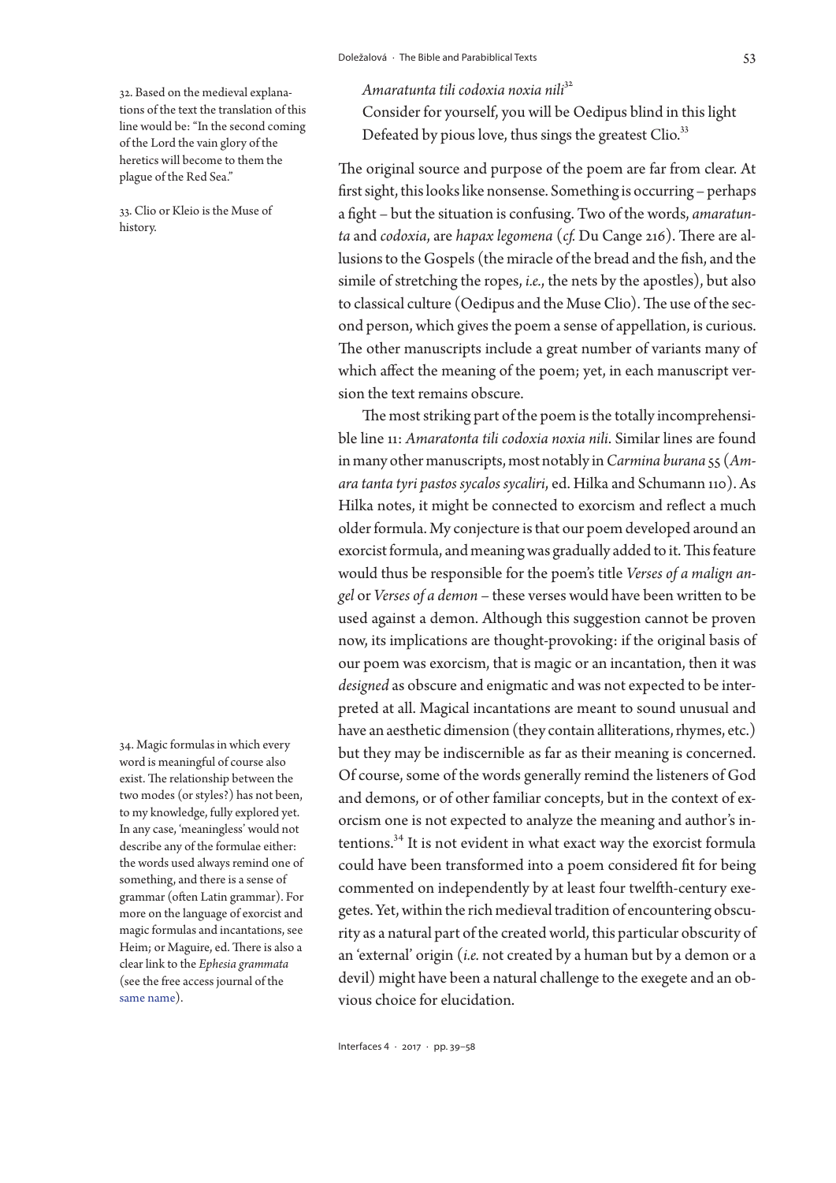*Amaratunta tili codoxia noxia nili*[32]
Consider for yourself, you will be Oedipus blind in this light
Defeated by pious love, thus sings the greatest Clio.[33]

The original source and purpose of the poem are far from clear. At first sight, this looks like nonsense. Something is occurring – perhaps a fight – but the situation is confusing. Two of the words, *amaratunta* and *codoxia*, are *hapax legomena* (*cf.* Du Cange 216). There are allusions to the Gospels (the miracle of the bread and the fish, and the simile of stretching the ropes, *i.e.*, the nets by the apostles), but also to classical culture (Oedipus and the Muse Clio). The use of the second person, which gives the poem a sense of appellation, is curious. The other manuscripts include a great number of variants many of which affect the meaning of the poem; yet, in each manuscript version the text remains obscure.

The most striking part of the poem is the totally incomprehensible line 11: *Amaratonta tili codoxia noxia nili*. Similar lines are found in many other manuscripts, most notably in *Carmina burana* 55 (*Amara tanta tyri pastos sycalos sycaliri*, ed. Hilka and Schumann 110). As Hilka notes, it might be connected to exorcism and reflect a much older formula. My conjecture is that our poem developed around an exorcist formula, and meaning was gradually added to it. This feature would thus be responsible for the poem's title *Verses of a malign angel* or *Verses of a demon* – these verses would have been written to be used against a demon. Although this suggestion cannot be proven now, its implications are thought-provoking: if the original basis of our poem was exorcism, that is magic or an incantation, then it was *designed* as obscure and enigmatic and was not expected to be interpreted at all. Magical incantations are meant to sound unusual and have an aesthetic dimension (they contain alliterations, rhymes, etc.) but they may be indiscernible as far as their meaning is concerned. Of course, some of the words generally remind the listeners of God and demons, or of other familiar concepts, but in the context of exorcism one is not expected to analyze the meaning and author's intentions.[34] It is not evident in what exact way the exorcist formula could have been transformed into a poem considered fit for being commented on independently by at least four twelfth-century exegetes. Yet, within the rich medieval tradition of encountering obscurity as a natural part of the created world, this particular obscurity of an 'external' origin (*i.e.* not created by a human but by a demon or a devil) might have been a natural challenge to the exegete and an obvious choice for elucidation.

32. Based on the medieval explanations of the text the translation of this line would be: "In the second coming of the Lord the vain glory of the heretics will become to them the plague of the Red Sea."

33. Clio or Kleio is the Muse of history.

34. Magic formulas in which every word is meaningful of course also exist. The relationship between the two modes (or styles?) has not been, to my knowledge, fully explored yet. In any case, 'meaningless' would not describe any of the formulae either: the words used always remind one of something, and there is a sense of grammar (often Latin grammar). For more on the language of exorcist and magic formulas and incantations, see Heim; or Maguire, ed. There is also a clear link to the *Ephesia grammata* (see the free access journal of the same name).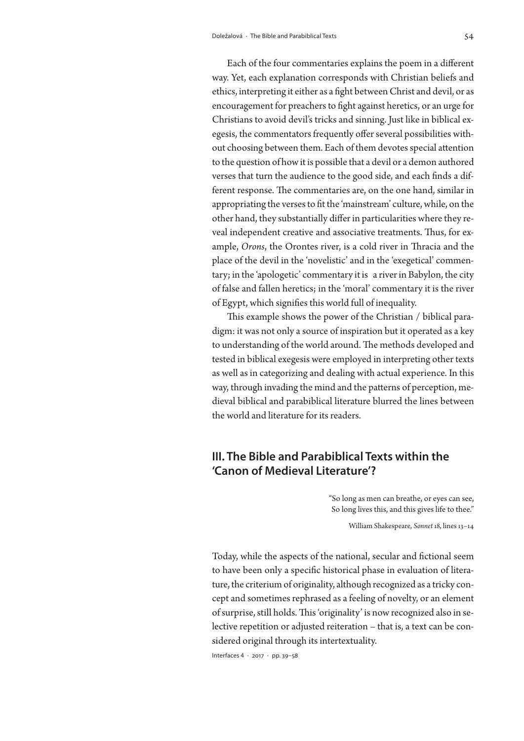Each of the four commentaries explains the poem in a different way. Yet, each explanation corresponds with Christian beliefs and ethics, interpreting it either as a fight between Christ and devil, or as encouragement for preachers to fight against heretics, or an urge for Christians to avoid devil's tricks and sinning. Just like in biblical exegesis, the commentators frequently offer several possibilities without choosing between them. Each of them devotes special attention to the question of how it is possible that a devil or a demon authored verses that turn the audience to the good side, and each finds a different response. The commentaries are, on the one hand, similar in appropriating the verses to fit the 'mainstream' culture, while, on the other hand, they substantially differ in particularities where they reveal independent creative and associative treatments. Thus, for example, *Orons*, the Orontes river, is a cold river in Thracia and the place of the devil in the 'novelistic' and in the 'exegetical' commentary; in the 'apologetic' commentary it is a river in Babylon, the city of false and fallen heretics; in the 'moral' commentary it is the river of Egypt, which signifies this world full of inequality.

This example shows the power of the Christian / biblical paradigm: it was not only a source of inspiration but it operated as a key to understanding of the world around. The methods developed and tested in biblical exegesis were employed in interpreting other texts as well as in categorizing and dealing with actual experience. In this way, through invading the mind and the patterns of perception, medieval biblical and parabiblical literature blurred the lines between the world and literature for its readers.

## III. The Bible and Parabiblical Texts within the 'Canon of Medieval Literature'?

> "So long as men can breathe, or eyes can see,
> So long lives this, and this gives life to thee."
>
> William Shakespeare, *Sonnet* 18, lines 13–14

Today, while the aspects of the national, secular and fictional seem to have been only a specific historical phase in evaluation of literature, the criterium of originality, although recognized as a tricky concept and sometimes rephrased as a feeling of novelty, or an element of surprise, still holds. This 'originality' is now recognized also in selective repetition or adjusted reiteration – that is, a text can be considered original through its intertextuality.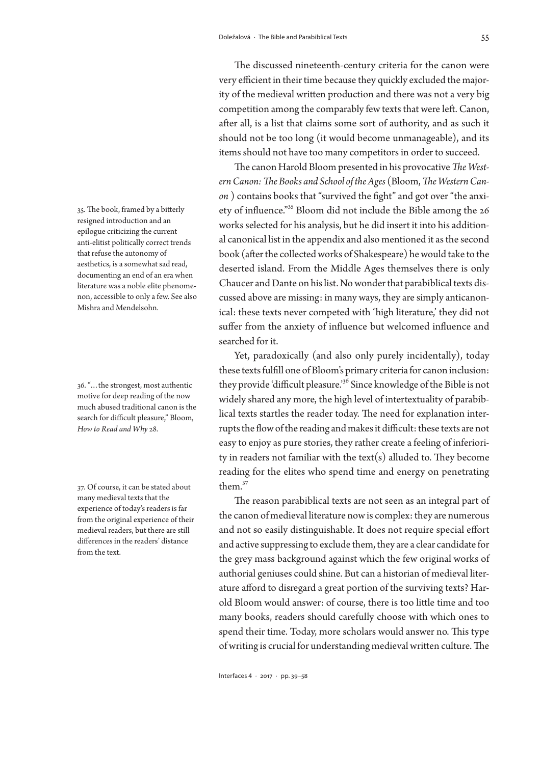The discussed nineteenth-century criteria for the canon were very efficient in their time because they quickly excluded the majority of the medieval written production and there was not a very big competition among the comparably few texts that were left. Canon, after all, is a list that claims some sort of authority, and as such it should not be too long (it would become unmanageable), and its items should not have too many competitors in order to succeed.

The canon Harold Bloom presented in his provocative *The Western Canon: The Books and School of the Ages* (Bloom, *The Western Canon* ) contains books that "survived the fight" and got over "the anxiety of influence."[35] Bloom did not include the Bible among the 26 works selected for his analysis, but he did insert it into his additional canonical list in the appendix and also mentioned it as the second book (after the collected works of Shakespeare) he would take to the deserted island. From the Middle Ages themselves there is only Chaucer and Dante on his list. No wonder that parabiblical texts discussed above are missing: in many ways, they are simply anticanonical: these texts never competed with 'high literature,' they did not suffer from the anxiety of influence but welcomed influence and searched for it.

Yet, paradoxically (and also only purely incidentally), today these texts fulfill one of Bloom's primary criteria for canon inclusion: they provide 'difficult pleasure.'[36] Since knowledge of the Bible is not widely shared any more, the high level of intertextuality of parabiblical texts startles the reader today. The need for explanation interrupts the flow of the reading and makes it difficult: these texts are not easy to enjoy as pure stories, they rather create a feeling of inferiority in readers not familiar with the text(s) alluded to. They become reading for the elites who spend time and energy on penetrating them.[37]

The reason parabiblical texts are not seen as an integral part of the canon of medieval literature now is complex: they are numerous and not so easily distinguishable. It does not require special effort and active suppressing to exclude them, they are a clear candidate for the grey mass background against which the few original works of authorial geniuses could shine. But can a historian of medieval literature afford to disregard a great portion of the surviving texts? Harold Bloom would answer: of course, there is too little time and too many books, readers should carefully choose with which ones to spend their time. Today, more scholars would answer no. This type of writing is crucial for understanding medieval written culture. The

35. The book, framed by a bitterly resigned introduction and an epilogue criticizing the current anti-elitist politically correct trends that refuse the autonomy of aesthetics, is a somewhat sad read, documenting an end of an era when literature was a noble elite phenomenon, accessible to only a few. See also Mishra and Mendelsohn.

36. "…the strongest, most authentic motive for deep reading of the now much abused traditional canon is the search for difficult pleasure," Bloom, *How to Read and Why* 28.

37. Of course, it can be stated about many medieval texts that the experience of today's readers is far from the original experience of their medieval readers, but there are still differences in the readers' distance from the text.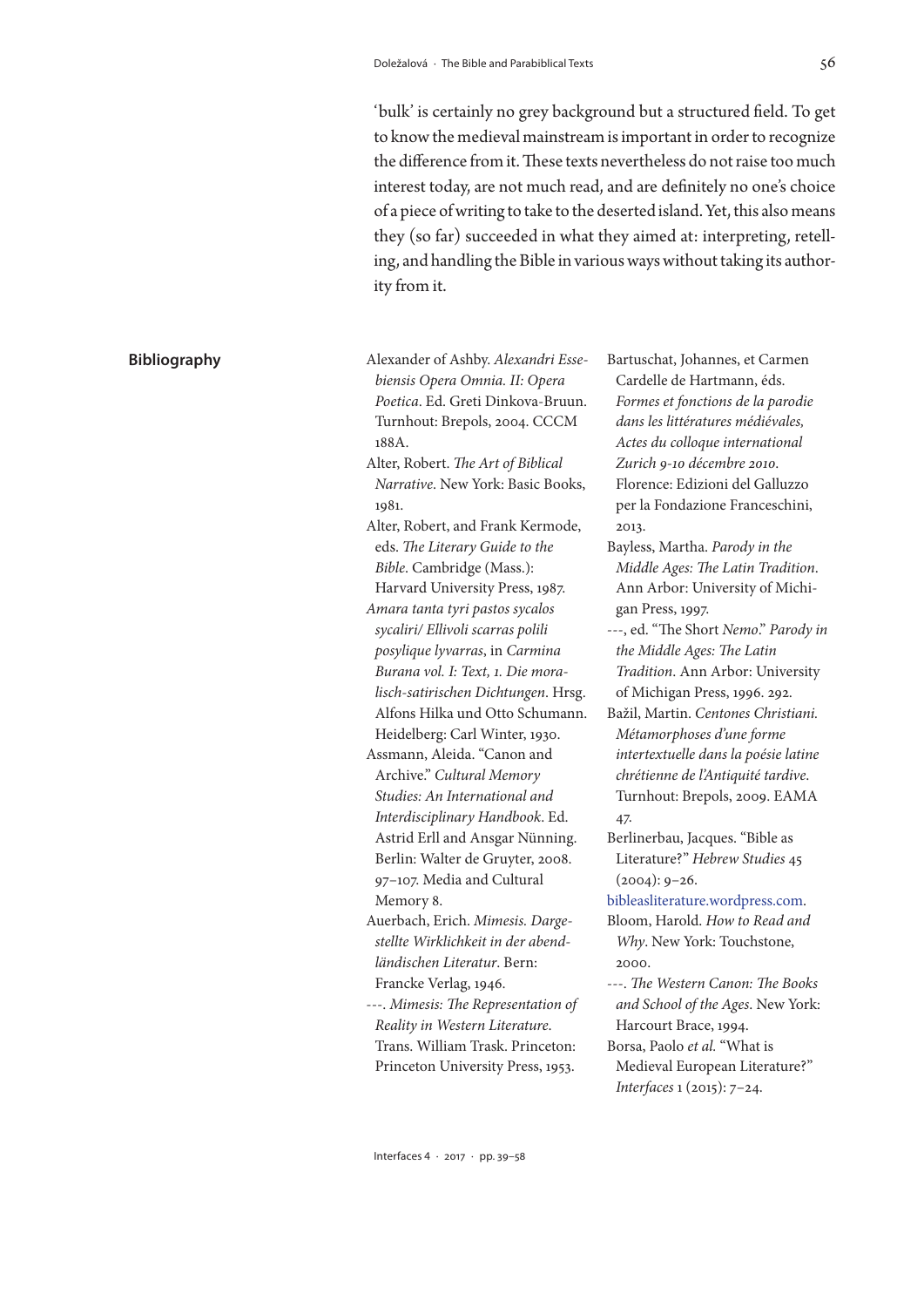'bulk' is certainly no grey background but a structured field. To get to know the medieval mainstream is important in order to recognize the difference from it. These texts nevertheless do not raise too much interest today, are not much read, and are definitely no one's choice of a piece of writing to take to the deserted island. Yet, this also means they (so far) succeeded in what they aimed at: interpreting, retelling, and handling the Bible in various ways without taking its authority from it.

## Bibliography

Alexander of Ashby. *Alexandri Essebiensis Opera Omnia. II: Opera Poetica*. Ed. Greti Dinkova-Bruun. Turnhout: Brepols, 2004. CCCM 188A.

Alter, Robert. *The Art of Biblical Narrative*. New York: Basic Books, 1981.

Alter, Robert, and Frank Kermode, eds. *The Literary Guide to the Bible*. Cambridge (Mass.): Harvard University Press, 1987.

*Amara tanta tyri pastos sycalos sycaliri/ Ellivoli scarras polili posylique lyvarras*, in *Carmina Burana vol. I: Text, 1. Die moralisch-satirischen Dichtungen*. Hrsg. Alfons Hilka und Otto Schumann. Heidelberg: Carl Winter, 1930.

Assmann, Aleida. "Canon and Archive." *Cultural Memory Studies: An International and Interdisciplinary Handbook*. Ed. Astrid Erll and Ansgar Nünning. Berlin: Walter de Gruyter, 2008. 97–107. Media and Cultural Memory 8.

Auerbach, Erich. *Mimesis. Dargestellte Wirklichkeit in der abendländischen Literatur*. Bern: Francke Verlag, 1946.

---. *Mimesis: The Representation of Reality in Western Literature*. Trans. William Trask. Princeton: Princeton University Press, 1953.

Bartuschat, Johannes, et Carmen Cardelle de Hartmann, éds. *Formes et fonctions de la parodie dans les littératures médiévales, Actes du colloque international Zurich 9-10 décembre 2010*. Florence: Edizioni del Galluzzo per la Fondazione Franceschini, 2013.

Bayless, Martha. *Parody in the Middle Ages: The Latin Tradition*. Ann Arbor: University of Michigan Press, 1997.

---, ed. "The Short *Nemo*." *Parody in the Middle Ages: The Latin Tradition*. Ann Arbor: University of Michigan Press, 1996. 292.

Bažil, Martin. *Centones Christiani. Métamorphoses d'une forme intertextuelle dans la poésie latine chrétienne de l'Antiquité tardive*. Turnhout: Brepols, 2009. EAMA 47.

Berlinerbau, Jacques. "Bible as Literature?" *Hebrew Studies* 45 (2004): 9–26.

bibleasliterature.wordpress.com.

Bloom, Harold. *How to Read and Why*. New York: Touchstone, 2000.

---. *The Western Canon: The Books and School of the Ages*. New York: Harcourt Brace, 1994.

Borsa, Paolo *et al.* "What is Medieval European Literature?" *Interfaces* 1 (2015): 7–24.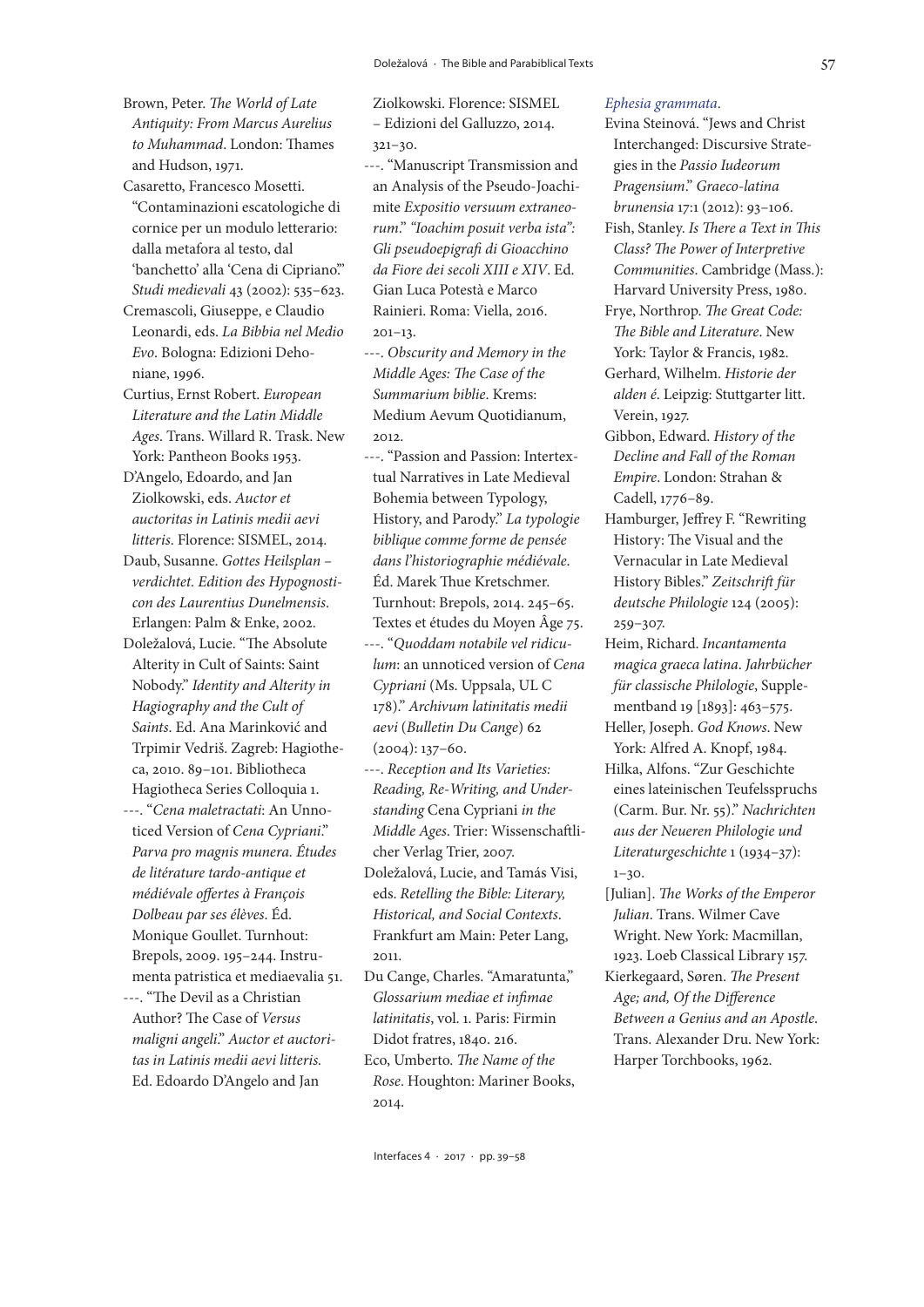Brown, Peter. *The World of Late Antiquity: From Marcus Aurelius to Muhammad*. London: Thames and Hudson, 1971.

Casaretto, Francesco Mosetti. "Contaminazioni escatologiche di cornice per un modulo letterario: dalla metafora al testo, dal 'banchetto' alla 'Cena di Cipriano'." *Studi medievali* 43 (2002): 535–623.

Cremascoli, Giuseppe, e Claudio Leonardi, eds. *La Bibbia nel Medio Evo*. Bologna: Edizioni Dehoniane, 1996.

Curtius, Ernst Robert. *European Literature and the Latin Middle Ages*. Trans. Willard R. Trask. New York: Pantheon Books 1953.

D'Angelo, Edoardo, and Jan Ziolkowski, eds. *Auctor et auctoritas in Latinis medii aevi litteris*. Florence: SISMEL, 2014.

Daub, Susanne. *Gottes Heilsplan – verdichtet. Edition des Hypognosticon des Laurentius Dunelmensis*. Erlangen: Palm & Enke, 2002.

Doležalová, Lucie. "The Absolute Alterity in Cult of Saints: Saint Nobody." *Identity and Alterity in Hagiography and the Cult of Saints*. Ed. Ana Marinković and Trpimir Vedriš. Zagreb: Hagiotheca, 2010. 89–101. Bibliotheca Hagiotheca Series Colloquia 1.

---. "*Cena maletractati*: An Unnoticed Version of *Cena Cypriani*." *Parva pro magnis munera. Études de litérature tardo-antique et médiévale offertes à François Dolbeau par ses élèves*. Éd. Monique Goullet. Turnhout: Brepols, 2009. 195–244. Instrumenta patristica et mediaevalia 51.

---. "The Devil as a Christian Author? The Case of *Versus maligni angeli*." *Auctor et auctoritas in Latinis medii aevi litteris*. Ed. Edoardo D'Angelo and Jan Ziolkowski. Florence: SISMEL – Edizioni del Galluzzo, 2014. 321–30.

---. "Manuscript Transmission and an Analysis of the Pseudo-Joachimite *Expositio versuum extraneorum*." *"Ioachim posuit verba ista": Gli pseudoepigrafi di Gioacchino da Fiore dei secoli XIII e XIV*. Ed. Gian Luca Potestà e Marco Rainieri. Roma: Viella, 2016. 201–13.

---. *Obscurity and Memory in the Middle Ages: The Case of the Summarium biblie*. Krems: Medium Aevum Quotidianum, 2012.

---. "Passion and Passion: Intertextual Narratives in Late Medieval Bohemia between Typology, History, and Parody." *La typologie biblique comme forme de pensée dans l'historiographie médiévale*. Éd. Marek Thue Kretschmer. Turnhout: Brepols, 2014. 245–65. Textes et études du Moyen Âge 75.

---. "*Quoddam notabile vel ridiculum*: an unnoticed version of *Cena Cypriani* (Ms. Uppsala, UL C 178)." *Archivum latinitatis medii aevi* (*Bulletin Du Cange*) 62 (2004): 137–60.

---. *Reception and Its Varieties: Reading, Re-Writing, and Understanding* Cena Cypriani *in the Middle Ages*. Trier: Wissenschaftlicher Verlag Trier, 2007.

Doležalová, Lucie, and Tamás Visi, eds. *Retelling the Bible: Literary, Historical, and Social Contexts*. Frankfurt am Main: Peter Lang, 2011.

Du Cange, Charles. "Amaratunta," *Glossarium mediae et infimae latinitatis*, vol. 1. Paris: Firmin Didot fratres, 1840. 216.

Eco, Umberto. *The Name of the Rose*. Houghton: Mariner Books, 2014.

*Ephesia grammata*.

Evina Steinová. "Jews and Christ Interchanged: Discursive Strategies in the *Passio Iudeorum Pragensium*." *Graeco-latina brunensia* 17:1 (2012): 93–106.

Fish, Stanley. *Is There a Text in This Class? The Power of Interpretive Communities*. Cambridge (Mass.): Harvard University Press, 1980.

Frye, Northrop. *The Great Code: The Bible and Literature*. New York: Taylor & Francis, 1982.

Gerhard, Wilhelm. *Historie der alden é*. Leipzig: Stuttgarter litt. Verein, 1927.

Gibbon, Edward. *History of the Decline and Fall of the Roman Empire*. London: Strahan & Cadell, 1776–89.

Hamburger, Jeffrey F. "Rewriting History: The Visual and the Vernacular in Late Medieval History Bibles." *Zeitschrift für deutsche Philologie* 124 (2005): 259–307.

Heim, Richard. *Incantamenta magica graeca latina*. *Jahrbücher für classische Philologie*, Supplementband 19 [1893]: 463–575.

Heller, Joseph. *God Knows*. New York: Alfred A. Knopf, 1984.

Hilka, Alfons. "Zur Geschichte eines lateinischen Teufelsspruchs (Carm. Bur. Nr. 55)." *Nachrichten aus der Neueren Philologie und Literaturgeschichte* 1 (1934–37): 1–30.

[Julian]. *The Works of the Emperor Julian*. Trans. Wilmer Cave Wright. New York: Macmillan, 1923. Loeb Classical Library 157.

Kierkegaard, Søren. *The Present Age; and, Of the Difference Between a Genius and an Apostle*. Trans. Alexander Dru. New York: Harper Torchbooks, 1962.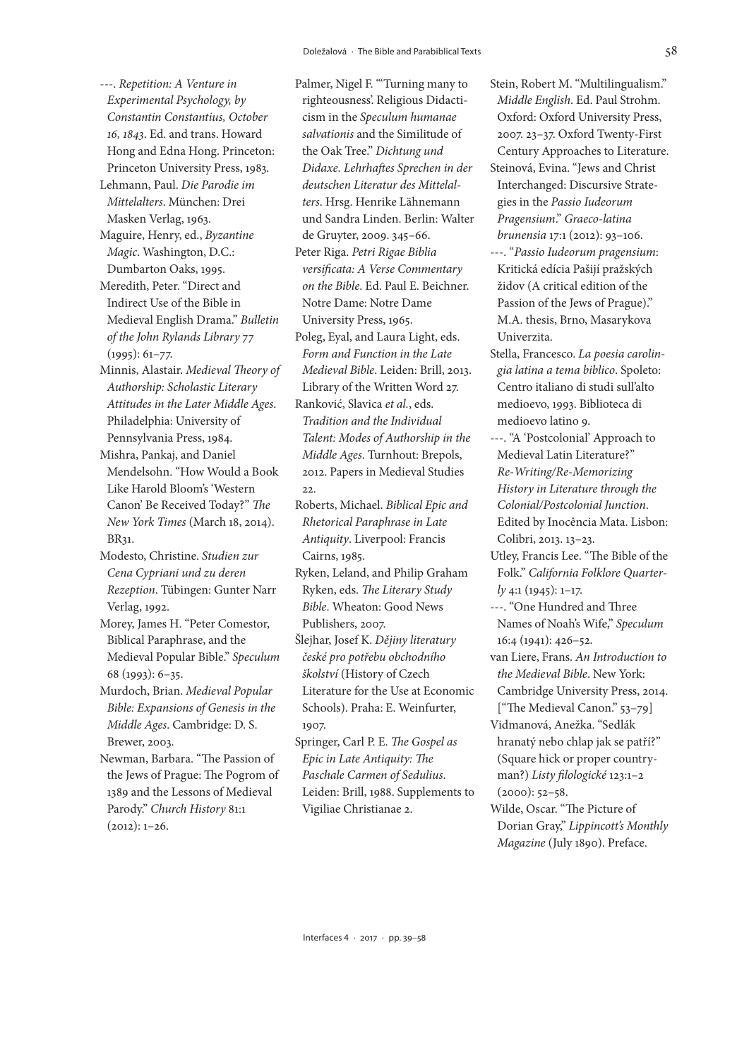---. *Repetition: A Venture in Experimental Psychology, by Constantin Constantius, October 16, 1843*. Ed. and trans. Howard Hong and Edna Hong. Princeton: Princeton University Press, 1983.

Lehmann, Paul. *Die Parodie im Mittelalters*. München: Drei Masken Verlag, 1963.

Maguire, Henry, ed., *Byzantine Magic*. Washington, D.C.: Dumbarton Oaks, 1995.

Meredith, Peter. "Direct and Indirect Use of the Bible in Medieval English Drama." *Bulletin of the John Rylands Library* 77 (1995): 61–77.

Minnis, Alastair. *Medieval Theory of Authorship: Scholastic Literary Attitudes in the Later Middle Ages*. Philadelphia: University of Pennsylvania Press, 1984.

Mishra, Pankaj, and Daniel Mendelsohn. "How Would a Book Like Harold Bloom's 'Western Canon' Be Received Today?" *The New York Times* (March 18, 2014). BR31.

Modesto, Christine. *Studien zur Cena Cypriani und zu deren Rezeption*. Tübingen: Gunter Narr Verlag, 1992.

Morey, James H. "Peter Comestor, Biblical Paraphrase, and the Medieval Popular Bible." *Speculum* 68 (1993): 6–35.

Murdoch, Brian. *Medieval Popular Bible: Expansions of Genesis in the Middle Ages*. Cambridge: D. S. Brewer, 2003.

Newman, Barbara. "The Passion of the Jews of Prague: The Pogrom of 1389 and the Lessons of Medieval Parody." *Church History* 81:1 (2012): 1–26.

Palmer, Nigel F. "'Turning many to righteousness'. Religious Didacticism in the *Speculum humanae salvationis* and the Similitude of the Oak Tree." *Dichtung und Didaxe. Lehrhaftes Sprechen in der deutschen Literatur des Mittelalters*. Hrsg. Henrike Lähnemann und Sandra Linden. Berlin: Walter de Gruyter, 2009. 345–66.

Peter Riga. *Petri Rigae Biblia versificata: A Verse Commentary on the Bible*. Ed. Paul E. Beichner. Notre Dame: Notre Dame University Press, 1965.

Poleg, Eyal, and Laura Light, eds. *Form and Function in the Late Medieval Bible*. Leiden: Brill, 2013. Library of the Written Word 27.

Ranković, Slavica *et al.*, eds. *Tradition and the Individual Talent: Modes of Authorship in the Middle Ages*. Turnhout: Brepols, 2012. Papers in Medieval Studies 22.

Roberts, Michael. *Biblical Epic and Rhetorical Paraphrase in Late Antiquity*. Liverpool: Francis Cairns, 1985.

Ryken, Leland, and Philip Graham Ryken, eds. *The Literary Study Bible*. Wheaton: Good News Publishers, 2007.

Šlejhar, Josef K. *Dějiny literatury české pro potřebu obchodního školství* (History of Czech Literature for the Use at Economic Schools). Praha: E. Weinfurter, 1907.

Springer, Carl P. E. *The Gospel as Epic in Late Antiquity: The Paschale Carmen of Sedulius*. Leiden: Brill, 1988. Supplements to Vigiliae Christianae 2.

Stein, Robert M. "Multilingualism." *Middle English*. Ed. Paul Strohm. Oxford: Oxford University Press, 2007. 23–37. Oxford Twenty-First Century Approaches to Literature.

Steinová, Evina. "Jews and Christ Interchanged: Discursive Strategies in the *Passio Iudeorum Pragensium*." *Graeco-latina brunensia* 17:1 (2012): 93–106.

---. "*Passio Iudeorum pragensium*: Kritická edícia Pašijí pražských židov (A critical edition of the Passion of the Jews of Prague)." M.A. thesis, Brno, Masarykova Univerzita.

Stella, Francesco. *La poesia carolingia latina a tema biblico*. Spoleto: Centro italiano di studi sull'alto medioevo, 1993. Biblioteca di medioevo latino 9.

---. "A 'Postcolonial' Approach to Medieval Latin Literature?" *Re-Writing/Re-Memorizing History in Literature through the Colonial/Postcolonial Junction*. Edited by Inocência Mata. Lisbon: Colibri, 2013. 13–23.

Utley, Francis Lee. "The Bible of the Folk." *California Folklore Quarterly* 4:1 (1945): 1–17.

---. "One Hundred and Three Names of Noah's Wife," *Speculum* 16:4 (1941): 426–52.

van Liere, Frans. *An Introduction to the Medieval Bible*. New York: Cambridge University Press, 2014. ["The Medieval Canon." 53–79]

Vidmanová, Anežka. "Sedlák hranatý nebo chlap jak se patří?" (Square hick or proper countryman?) *Listy filologické* 123:1–2 (2000): 52–58.

Wilde, Oscar. "The Picture of Dorian Gray," *Lippincott's Monthly Magazine* (July 1890). Preface.